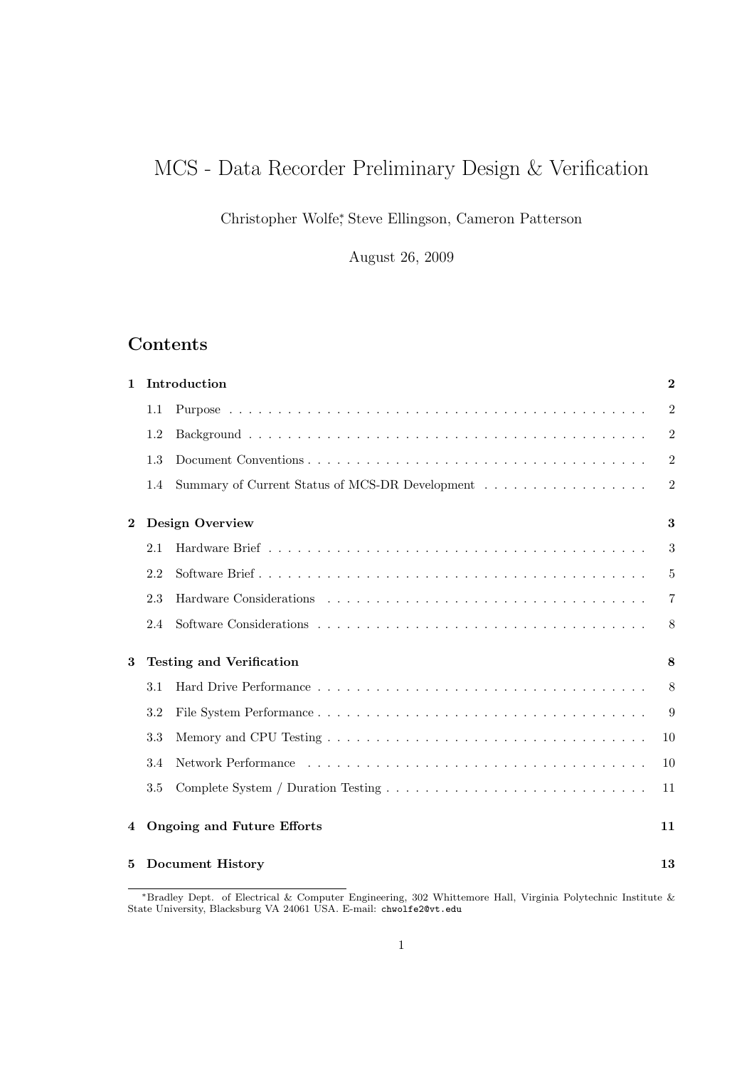# MCS - Data Recorder Preliminary Design & Verification

Christopher Wolfe[*], Steve Ellingson, Cameron Patterson

August 26, 2009

## Contents

**1 Introduction** — **2**
- 1.1 Purpose — 2
- 1.2 Background — 2
- 1.3 Document Conventions — 2
- 1.4 Summary of Current Status of MCS-DR Development — 2

**2 Design Overview** — **3**
- 2.1 Hardware Brief — 3
- 2.2 Software Brief — 5
- 2.3 Hardware Considerations — 7
- 2.4 Software Considerations — 8

**3 Testing and Verification** — **8**
- 3.1 Hard Drive Performance — 8
- 3.2 File System Performance — 9
- 3.3 Memory and CPU Testing — 10
- 3.4 Network Performance — 10
- 3.5 Complete System / Duration Testing — 11

**4 Ongoing and Future Efforts** — **11**

**5 Document History** — **13**

---

[*] Bradley Dept. of Electrical & Computer Engineering, 302 Whittemore Hall, Virginia Polytechnic Institute & State University, Blacksburg VA 24061 USA. E-mail: chwolfe2@vt.edu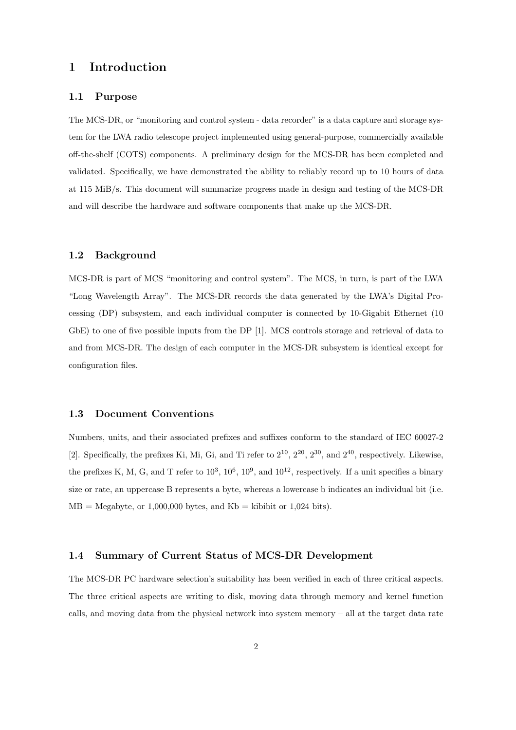# 1 Introduction

## 1.1 Purpose

The MCS-DR, or "monitoring and control system - data recorder" is a data capture and storage system for the LWA radio telescope project implemented using general-purpose, commercially available off-the-shelf (COTS) components. A preliminary design for the MCS-DR has been completed and validated. Specifically, we have demonstrated the ability to reliably record up to 10 hours of data at 115 MiB/s. This document will summarize progress made in design and testing of the MCS-DR and will describe the hardware and software components that make up the MCS-DR.

## 1.2 Background

MCS-DR is part of MCS "monitoring and control system". The MCS, in turn, is part of the LWA "Long Wavelength Array". The MCS-DR records the data generated by the LWA's Digital Processing (DP) subsystem, and each individual computer is connected by 10-Gigabit Ethernet (10 GbE) to one of five possible inputs from the DP [1]. MCS controls storage and retrieval of data to and from MCS-DR. The design of each computer in the MCS-DR subsystem is identical except for configuration files.

## 1.3 Document Conventions

Numbers, units, and their associated prefixes and suffixes conform to the standard of IEC 60027-2 [2]. Specifically, the prefixes Ki, Mi, Gi, and Ti refer to $2^{10}$, $2^{20}$, $2^{30}$, and $2^{40}$, respectively. Likewise, the prefixes K, M, G, and T refer to $10^3$, $10^6$, $10^9$, and $10^{12}$, respectively. If a unit specifies a binary size or rate, an uppercase B represents a byte, whereas a lowercase b indicates an individual bit (i.e. MB = Megabyte, or 1,000,000 bytes, and Kb = kibibit or 1,024 bits).

## 1.4 Summary of Current Status of MCS-DR Development

The MCS-DR PC hardware selection's suitability has been verified in each of three critical aspects. The three critical aspects are writing to disk, moving data through memory and kernel function calls, and moving data from the physical network into system memory – all at the target data rate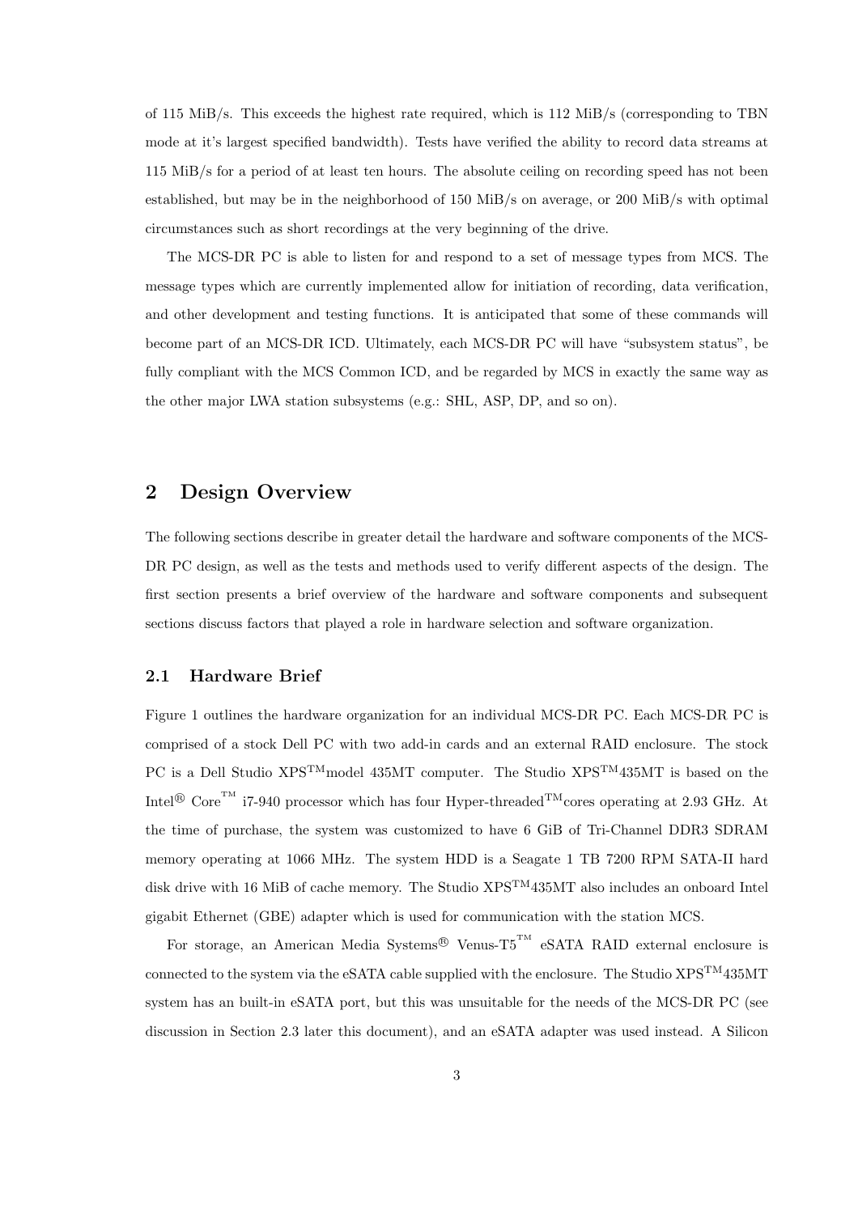of 115 MiB/s. This exceeds the highest rate required, which is 112 MiB/s (corresponding to TBN mode at it's largest specified bandwidth). Tests have verified the ability to record data streams at 115 MiB/s for a period of at least ten hours. The absolute ceiling on recording speed has not been established, but may be in the neighborhood of 150 MiB/s on average, or 200 MiB/s with optimal circumstances such as short recordings at the very beginning of the drive.

The MCS-DR PC is able to listen for and respond to a set of message types from MCS. The message types which are currently implemented allow for initiation of recording, data verification, and other development and testing functions. It is anticipated that some of these commands will become part of an MCS-DR ICD. Ultimately, each MCS-DR PC will have "subsystem status", be fully compliant with the MCS Common ICD, and be regarded by MCS in exactly the same way as the other major LWA station subsystems (e.g.: SHL, ASP, DP, and so on).

# 2 Design Overview

The following sections describe in greater detail the hardware and software components of the MCS-DR PC design, as well as the tests and methods used to verify different aspects of the design. The first section presents a brief overview of the hardware and software components and subsequent sections discuss factors that played a role in hardware selection and software organization.

## 2.1 Hardware Brief

Figure 1 outlines the hardware organization for an individual MCS-DR PC. Each MCS-DR PC is comprised of a stock Dell PC with two add-in cards and an external RAID enclosure. The stock PC is a Dell Studio XPS™model 435MT computer. The Studio XPS™435MT is based on the Intel® Core™ i7-940 processor which has four Hyper-threaded™cores operating at 2.93 GHz. At the time of purchase, the system was customized to have 6 GiB of Tri-Channel DDR3 SDRAM memory operating at 1066 MHz. The system HDD is a Seagate 1 TB 7200 RPM SATA-II hard disk drive with 16 MiB of cache memory. The Studio XPS™435MT also includes an onboard Intel gigabit Ethernet (GBE) adapter which is used for communication with the station MCS.

For storage, an American Media Systems® Venus-T5™ eSATA RAID external enclosure is connected to the system via the eSATA cable supplied with the enclosure. The Studio XPS™435MT system has an built-in eSATA port, but this was unsuitable for the needs of the MCS-DR PC (see discussion in Section 2.3 later this document), and an eSATA adapter was used instead. A Silicon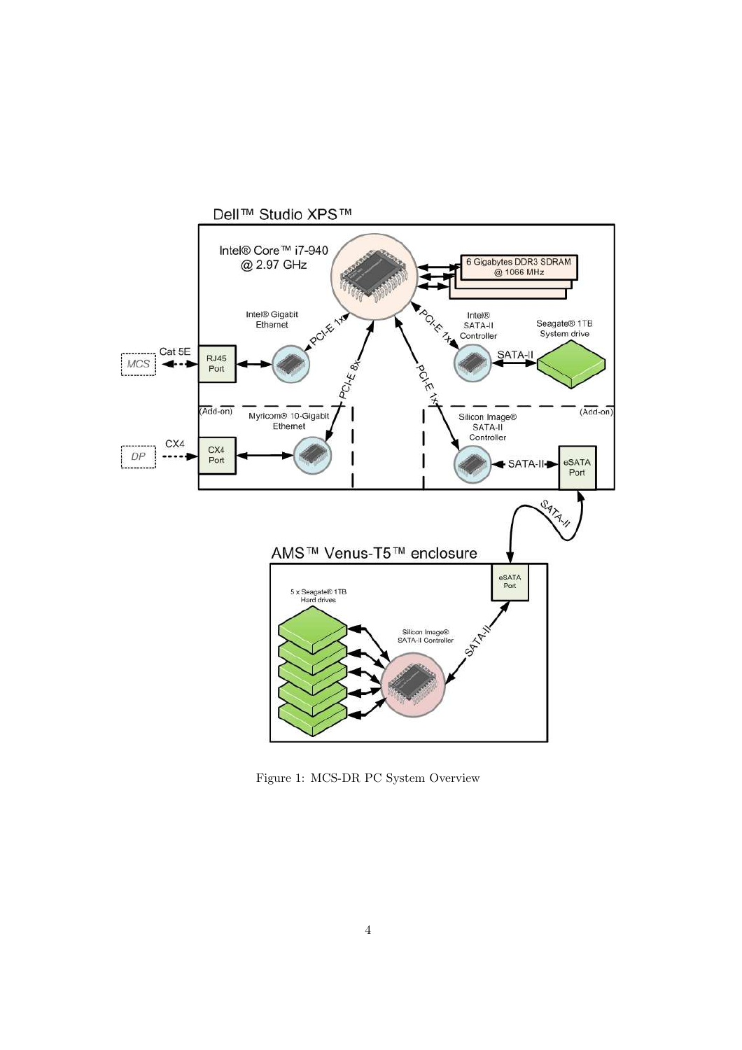Figure 1: MCS-DR PC System Overview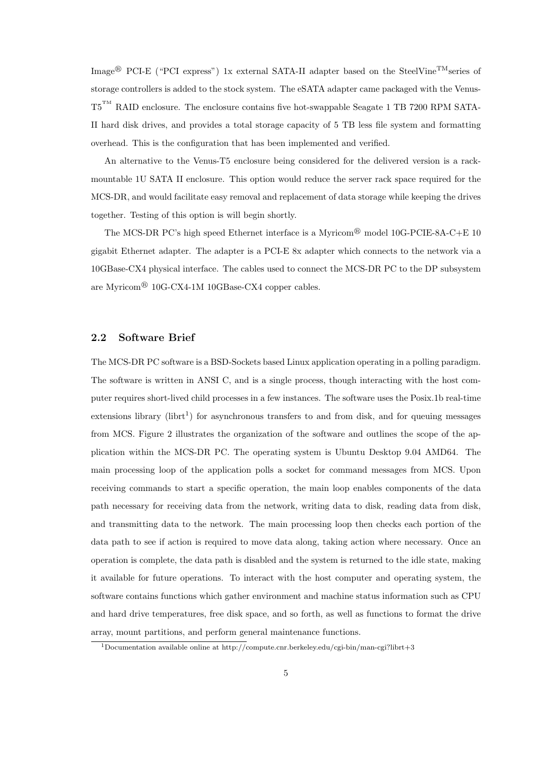Image® PCI-E ("PCI express") 1x external SATA-II adapter based on the SteelVine™series of storage controllers is added to the stock system. The eSATA adapter came packaged with the Venus-T5™ RAID enclosure. The enclosure contains five hot-swappable Seagate 1 TB 7200 RPM SATA-II hard disk drives, and provides a total storage capacity of 5 TB less file system and formatting overhead. This is the configuration that has been implemented and verified.

An alternative to the Venus-T5 enclosure being considered for the delivered version is a rack-mountable 1U SATA II enclosure. This option would reduce the server rack space required for the MCS-DR, and would facilitate easy removal and replacement of data storage while keeping the drives together. Testing of this option is will begin shortly.

The MCS-DR PC's high speed Ethernet interface is a Myricom® model 10G-PCIE-8A-C+E 10 gigabit Ethernet adapter. The adapter is a PCI-E 8x adapter which connects to the network via a 10GBase-CX4 physical interface. The cables used to connect the MCS-DR PC to the DP subsystem are Myricom® 10G-CX4-1M 10GBase-CX4 copper cables.

## 2.2 Software Brief

The MCS-DR PC software is a BSD-Sockets based Linux application operating in a polling paradigm. The software is written in ANSI C, and is a single process, though interacting with the host computer requires short-lived child processes in a few instances. The software uses the Posix.1b real-time extensions library (librt[1]) for asynchronous transfers to and from disk, and for queuing messages from MCS. Figure 2 illustrates the organization of the software and outlines the scope of the application within the MCS-DR PC. The operating system is Ubuntu Desktop 9.04 AMD64. The main processing loop of the application polls a socket for command messages from MCS. Upon receiving commands to start a specific operation, the main loop enables components of the data path necessary for receiving data from the network, writing data to disk, reading data from disk, and transmitting data to the network. The main processing loop then checks each portion of the data path to see if action is required to move data along, taking action where necessary. Once an operation is complete, the data path is disabled and the system is returned to the idle state, making it available for future operations. To interact with the host computer and operating system, the software contains functions which gather environment and machine status information such as CPU and hard drive temperatures, free disk space, and so forth, as well as functions to format the drive array, mount partitions, and perform general maintenance functions.

[1] Documentation available online at http://compute.cnr.berkeley.edu/cgi-bin/man-cgi?librt+3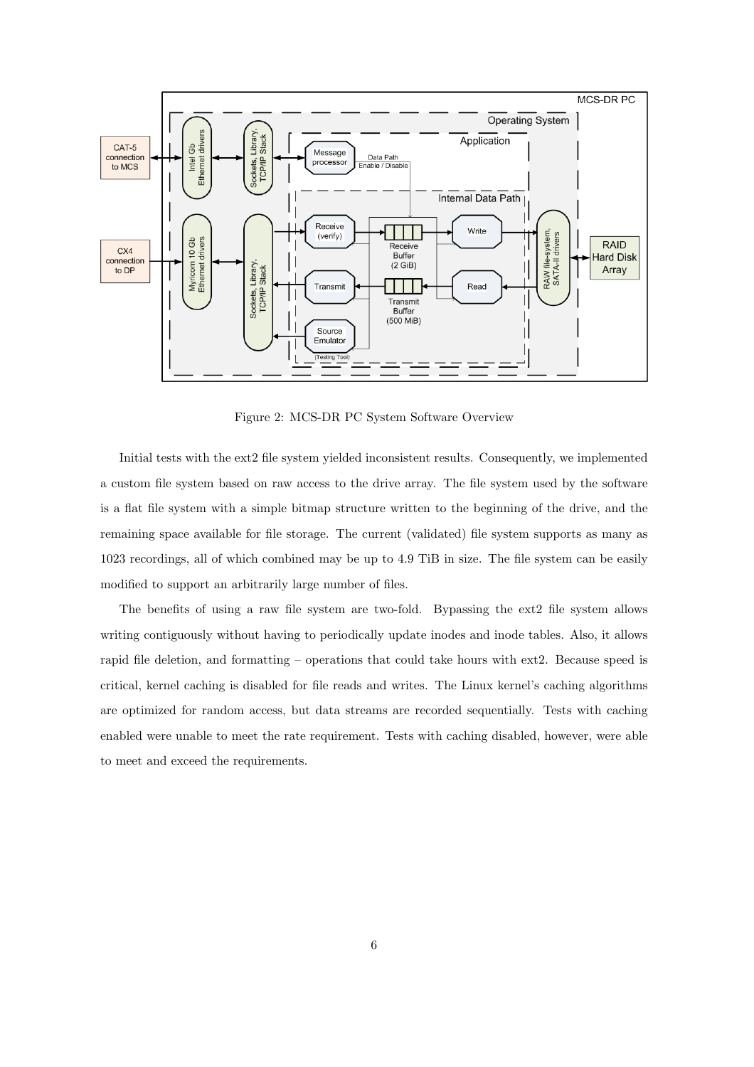Figure 2: MCS-DR PC System Software Overview

Initial tests with the ext2 file system yielded inconsistent results. Consequently, we implemented a custom file system based on raw access to the drive array. The file system used by the software is a flat file system with a simple bitmap structure written to the beginning of the drive, and the remaining space available for file storage. The current (validated) file system supports as many as 1023 recordings, all of which combined may be up to 4.9 TiB in size. The file system can be easily modified to support an arbitrarily large number of files.

The benefits of using a raw file system are two-fold. Bypassing the ext2 file system allows writing contiguously without having to periodically update inodes and inode tables. Also, it allows rapid file deletion, and formatting – operations that could take hours with ext2. Because speed is critical, kernel caching is disabled for file reads and writes. The Linux kernel's caching algorithms are optimized for random access, but data streams are recorded sequentially. Tests with caching enabled were unable to meet the rate requirement. Tests with caching disabled, however, were able to meet and exceed the requirements.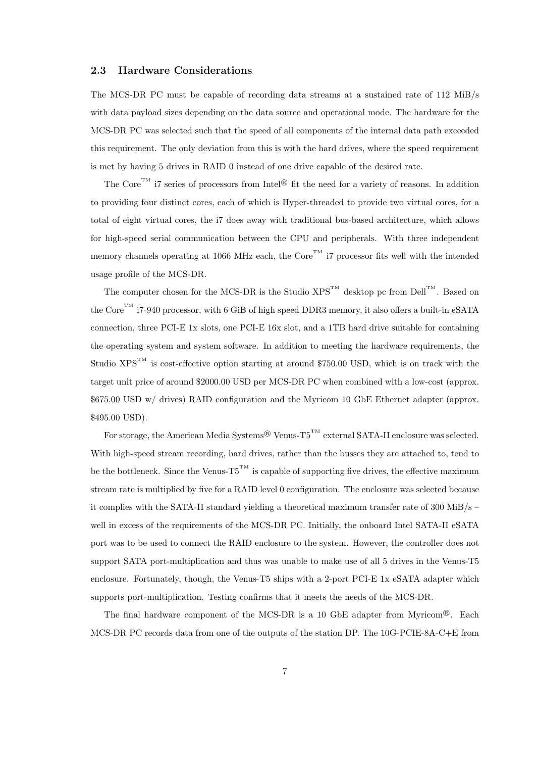## 2.3 Hardware Considerations

The MCS-DR PC must be capable of recording data streams at a sustained rate of 112 MiB/s with data payload sizes depending on the data source and operational mode. The hardware for the MCS-DR PC was selected such that the speed of all components of the internal data path exceeded this requirement. The only deviation from this is with the hard drives, where the speed requirement is met by having 5 drives in RAID 0 instead of one drive capable of the desired rate.

The Core™ i7 series of processors from Intel® fit the need for a variety of reasons. In addition to providing four distinct cores, each of which is Hyper-threaded to provide two virtual cores, for a total of eight virtual cores, the i7 does away with traditional bus-based architecture, which allows for high-speed serial communication between the CPU and peripherals. With three independent memory channels operating at 1066 MHz each, the Core™ i7 processor fits well with the intended usage profile of the MCS-DR.

The computer chosen for the MCS-DR is the Studio XPS™ desktop pc from Dell™. Based on the Core™ i7-940 processor, with 6 GiB of high speed DDR3 memory, it also offers a built-in eSATA connection, three PCI-E 1x slots, one PCI-E 16x slot, and a 1TB hard drive suitable for containing the operating system and system software. In addition to meeting the hardware requirements, the Studio XPS™ is cost-effective option starting at around $750.00 USD, which is on track with the target unit price of around $2000.00 USD per MCS-DR PC when combined with a low-cost (approx. $675.00 USD w/ drives) RAID configuration and the Myricom 10 GbE Ethernet adapter (approx. $495.00 USD).

For storage, the American Media Systems® Venus-T5™ external SATA-II enclosure was selected. With high-speed stream recording, hard drives, rather than the busses they are attached to, tend to be the bottleneck. Since the Venus-T5™ is capable of supporting five drives, the effective maximum stream rate is multiplied by five for a RAID level 0 configuration. The enclosure was selected because it complies with the SATA-II standard yielding a theoretical maximum transfer rate of 300 MiB/s – well in excess of the requirements of the MCS-DR PC. Initially, the onboard Intel SATA-II eSATA port was to be used to connect the RAID enclosure to the system. However, the controller does not support SATA port-multiplication and thus was unable to make use of all 5 drives in the Venus-T5 enclosure. Fortunately, though, the Venus-T5 ships with a 2-port PCI-E 1x eSATA adapter which supports port-multiplication. Testing confirms that it meets the needs of the MCS-DR.

The final hardware component of the MCS-DR is a 10 GbE adapter from Myricom®. Each MCS-DR PC records data from one of the outputs of the station DP. The 10G-PCIE-8A-C+E from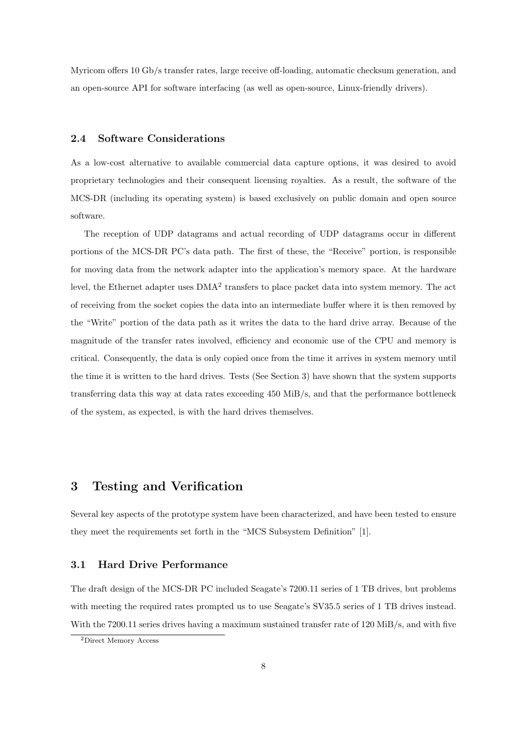Myricom offers 10 Gb/s transfer rates, large receive off-loading, automatic checksum generation, and an open-source API for software interfacing (as well as open-source, Linux-friendly drivers).

### 2.4 Software Considerations

As a low-cost alternative to available commercial data capture options, it was desired to avoid proprietary technologies and their consequent licensing royalties. As a result, the software of the MCS-DR (including its operating system) is based exclusively on public domain and open source software.

The reception of UDP datagrams and actual recording of UDP datagrams occur in different portions of the MCS-DR PC's data path. The first of these, the "Receive" portion, is responsible for moving data from the network adapter into the application's memory space. At the hardware level, the Ethernet adapter uses DMA[2] transfers to place packet data into system memory. The act of receiving from the socket copies the data into an intermediate buffer where it is then removed by the "Write" portion of the data path as it writes the data to the hard drive array. Because of the magnitude of the transfer rates involved, efficiency and economic use of the CPU and memory is critical. Consequently, the data is only copied once from the time it arrives in system memory until the time it is written to the hard drives. Tests (See Section 3) have shown that the system supports transferring data this way at data rates exceeding 450 MiB/s, and that the performance bottleneck of the system, as expected, is with the hard drives themselves.

## 3 Testing and Verification

Several key aspects of the prototype system have been characterized, and have been tested to ensure they meet the requirements set forth in the "MCS Subsystem Definition" [1].

### 3.1 Hard Drive Performance

The draft design of the MCS-DR PC included Seagate's 7200.11 series of 1 TB drives, but problems with meeting the required rates prompted us to use Seagate's SV35.5 series of 1 TB drives instead. With the 7200.11 series drives having a maximum sustained transfer rate of 120 MiB/s, and with five

[2] Direct Memory Access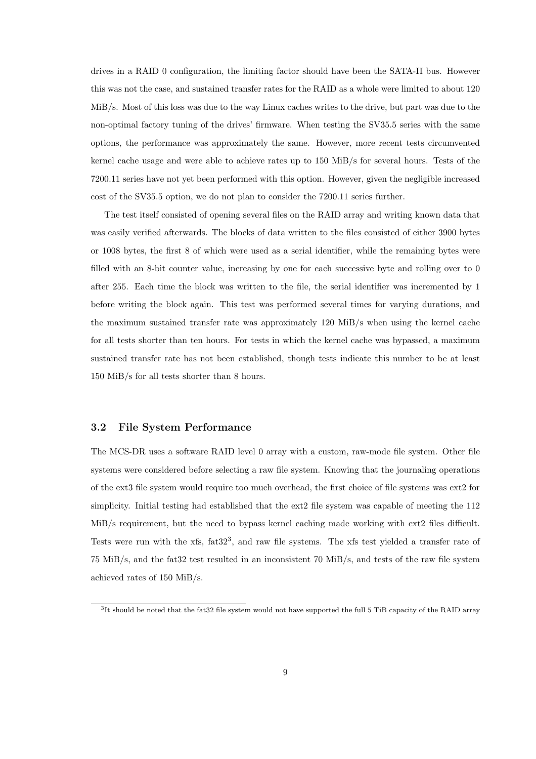drives in a RAID 0 configuration, the limiting factor should have been the SATA-II bus. However this was not the case, and sustained transfer rates for the RAID as a whole were limited to about 120 MiB/s. Most of this loss was due to the way Linux caches writes to the drive, but part was due to the non-optimal factory tuning of the drives' firmware. When testing the SV35.5 series with the same options, the performance was approximately the same. However, more recent tests circumvented kernel cache usage and were able to achieve rates up to 150 MiB/s for several hours. Tests of the 7200.11 series have not yet been performed with this option. However, given the negligible increased cost of the SV35.5 option, we do not plan to consider the 7200.11 series further.

The test itself consisted of opening several files on the RAID array and writing known data that was easily verified afterwards. The blocks of data written to the files consisted of either 3900 bytes or 1008 bytes, the first 8 of which were used as a serial identifier, while the remaining bytes were filled with an 8-bit counter value, increasing by one for each successive byte and rolling over to 0 after 255. Each time the block was written to the file, the serial identifier was incremented by 1 before writing the block again. This test was performed several times for varying durations, and the maximum sustained transfer rate was approximately 120 MiB/s when using the kernel cache for all tests shorter than ten hours. For tests in which the kernel cache was bypassed, a maximum sustained transfer rate has not been established, though tests indicate this number to be at least 150 MiB/s for all tests shorter than 8 hours.

### 3.2 File System Performance

The MCS-DR uses a software RAID level 0 array with a custom, raw-mode file system. Other file systems were considered before selecting a raw file system. Knowing that the journaling operations of the ext3 file system would require too much overhead, the first choice of file systems was ext2 for simplicity. Initial testing had established that the ext2 file system was capable of meeting the 112 MiB/s requirement, but the need to bypass kernel caching made working with ext2 files difficult. Tests were run with the xfs, fat32[3], and raw file systems. The xfs test yielded a transfer rate of 75 MiB/s, and the fat32 test resulted in an inconsistent 70 MiB/s, and tests of the raw file system achieved rates of 150 MiB/s.

[3]It should be noted that the fat32 file system would not have supported the full 5 TiB capacity of the RAID array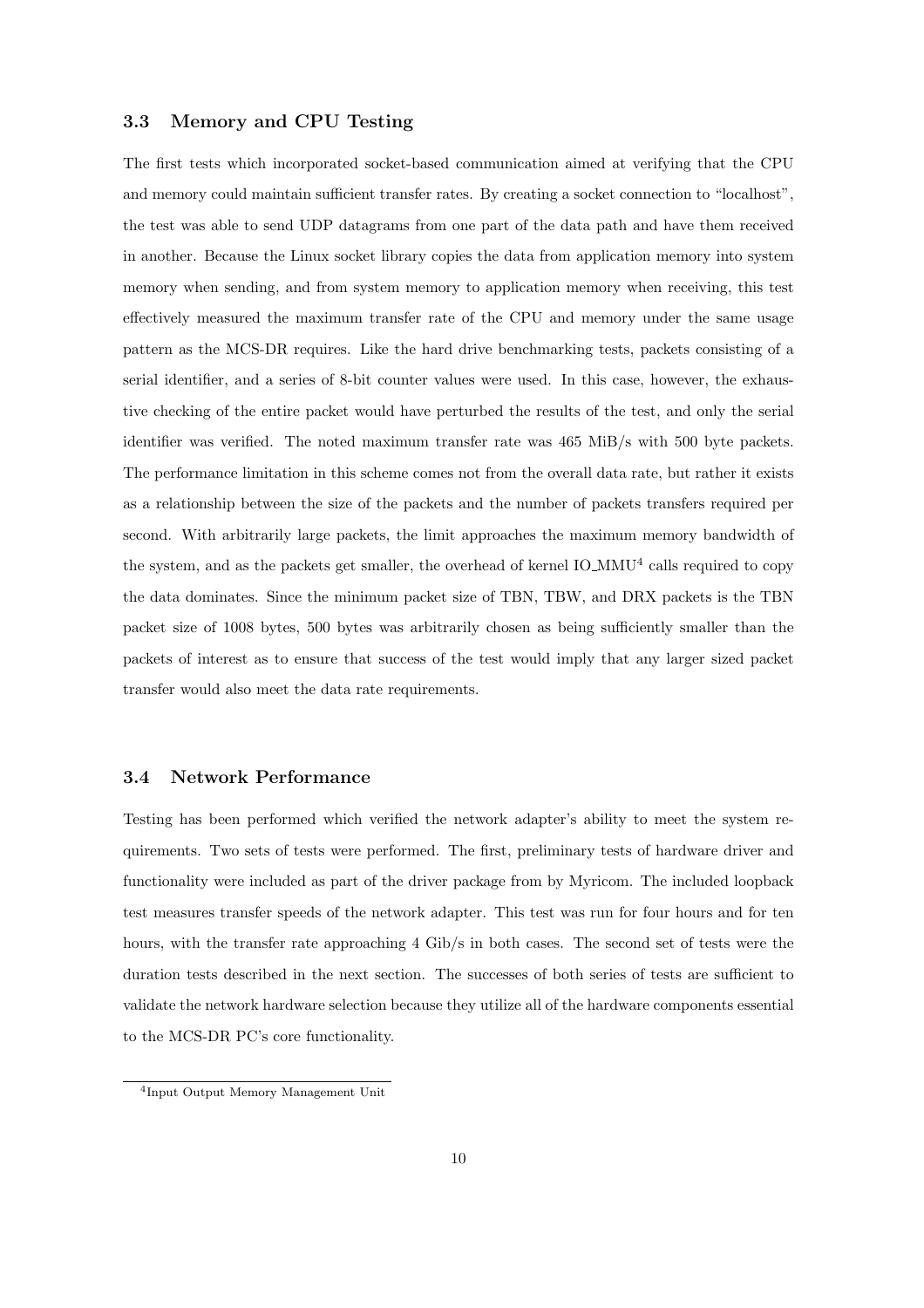### 3.3 Memory and CPU Testing

The first tests which incorporated socket-based communication aimed at verifying that the CPU and memory could maintain sufficient transfer rates. By creating a socket connection to "localhost", the test was able to send UDP datagrams from one part of the data path and have them received in another. Because the Linux socket library copies the data from application memory into system memory when sending, and from system memory to application memory when receiving, this test effectively measured the maximum transfer rate of the CPU and memory under the same usage pattern as the MCS-DR requires. Like the hard drive benchmarking tests, packets consisting of a serial identifier, and a series of 8-bit counter values were used. In this case, however, the exhaustive checking of the entire packet would have perturbed the results of the test, and only the serial identifier was verified. The noted maximum transfer rate was 465 MiB/s with 500 byte packets. The performance limitation in this scheme comes not from the overall data rate, but rather it exists as a relationship between the size of the packets and the number of packets transfers required per second. With arbitrarily large packets, the limit approaches the maximum memory bandwidth of the system, and as the packets get smaller, the overhead of kernel IO_MMU[4] calls required to copy the data dominates. Since the minimum packet size of TBN, TBW, and DRX packets is the TBN packet size of 1008 bytes, 500 bytes was arbitrarily chosen as being sufficiently smaller than the packets of interest as to ensure that success of the test would imply that any larger sized packet transfer would also meet the data rate requirements.

### 3.4 Network Performance

Testing has been performed which verified the network adapter's ability to meet the system requirements. Two sets of tests were performed. The first, preliminary tests of hardware driver and functionality were included as part of the driver package from by Myricom. The included loopback test measures transfer speeds of the network adapter. This test was run for four hours and for ten hours, with the transfer rate approaching 4 Gib/s in both cases. The second set of tests were the duration tests described in the next section. The successes of both series of tests are sufficient to validate the network hardware selection because they utilize all of the hardware components essential to the MCS-DR PC's core functionality.

[4] Input Output Memory Management Unit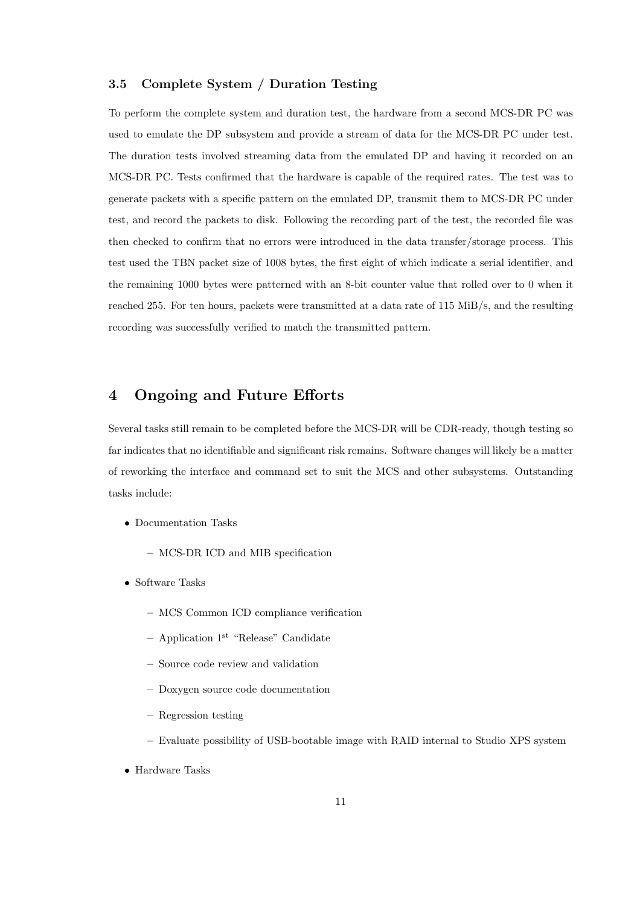### 3.5 Complete System / Duration Testing

To perform the complete system and duration test, the hardware from a second MCS-DR PC was used to emulate the DP subsystem and provide a stream of data for the MCS-DR PC under test. The duration tests involved streaming data from the emulated DP and having it recorded on an MCS-DR PC. Tests confirmed that the hardware is capable of the required rates. The test was to generate packets with a specific pattern on the emulated DP, transmit them to MCS-DR PC under test, and record the packets to disk. Following the recording part of the test, the recorded file was then checked to confirm that no errors were introduced in the data transfer/storage process. This test used the TBN packet size of 1008 bytes, the first eight of which indicate a serial identifier, and the remaining 1000 bytes were patterned with an 8-bit counter value that rolled over to 0 when it reached 255. For ten hours, packets were transmitted at a data rate of 115 MiB/s, and the resulting recording was successfully verified to match the transmitted pattern.

# 4 Ongoing and Future Efforts

Several tasks still remain to be completed before the MCS-DR will be CDR-ready, though testing so far indicates that no identifiable and significant risk remains. Software changes will likely be a matter of reworking the interface and command set to suit the MCS and other subsystems. Outstanding tasks include:

- Documentation Tasks
  - MCS-DR ICD and MIB specification
- Software Tasks
  - MCS Common ICD compliance verification
  - Application 1st "Release" Candidate
  - Source code review and validation
  - Doxygen source code documentation
  - Regression testing
  - Evaluate possibility of USB-bootable image with RAID internal to Studio XPS system
- Hardware Tasks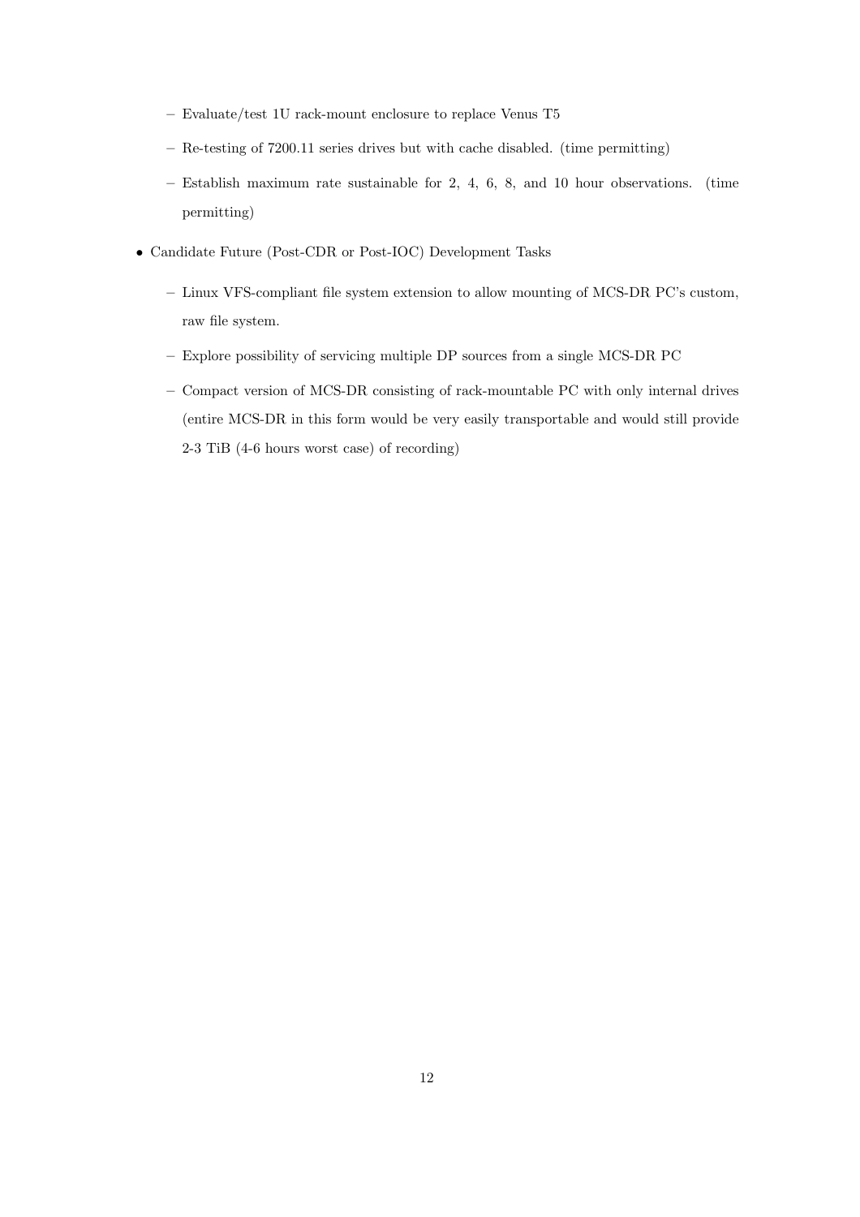- Evaluate/test 1U rack-mount enclosure to replace Venus T5
  - Re-testing of 7200.11 series drives but with cache disabled. (time permitting)
  - Establish maximum rate sustainable for 2, 4, 6, 8, and 10 hour observations. (time permitting)

- Candidate Future (Post-CDR or Post-IOC) Development Tasks
  - Linux VFS-compliant file system extension to allow mounting of MCS-DR PC's custom, raw file system.
  - Explore possibility of servicing multiple DP sources from a single MCS-DR PC
  - Compact version of MCS-DR consisting of rack-mountable PC with only internal drives (entire MCS-DR in this form would be very easily transportable and would still provide 2-3 TiB (4-6 hours worst case) of recording)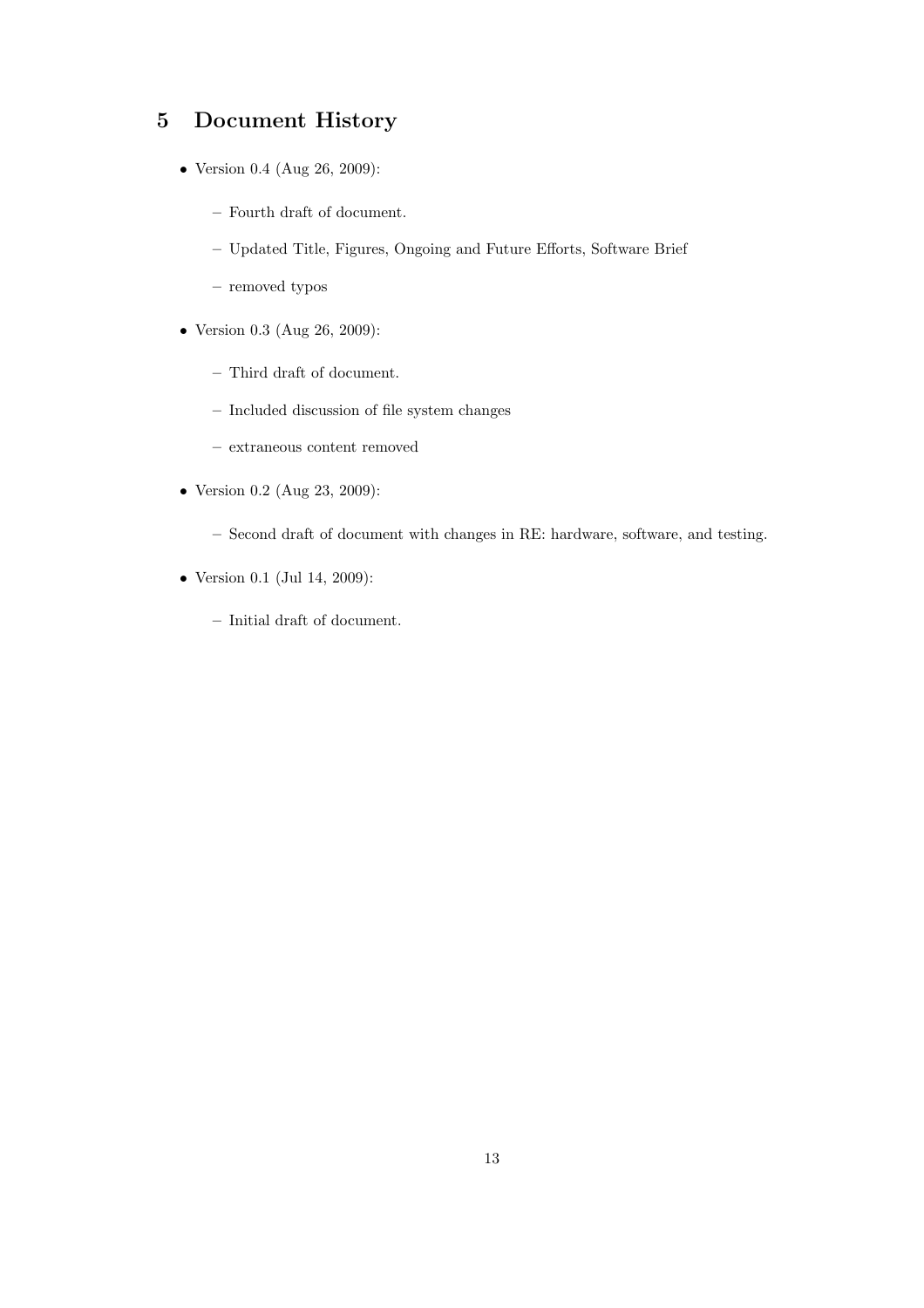## 5 Document History

- Version 0.4 (Aug 26, 2009):
  - Fourth draft of document.
  - Updated Title, Figures, Ongoing and Future Efforts, Software Brief
  - removed typos
- Version 0.3 (Aug 26, 2009):
  - Third draft of document.
  - Included discussion of file system changes
  - extraneous content removed
- Version 0.2 (Aug 23, 2009):
  - Second draft of document with changes in RE: hardware, software, and testing.
- Version 0.1 (Jul 14, 2009):
  - Initial draft of document.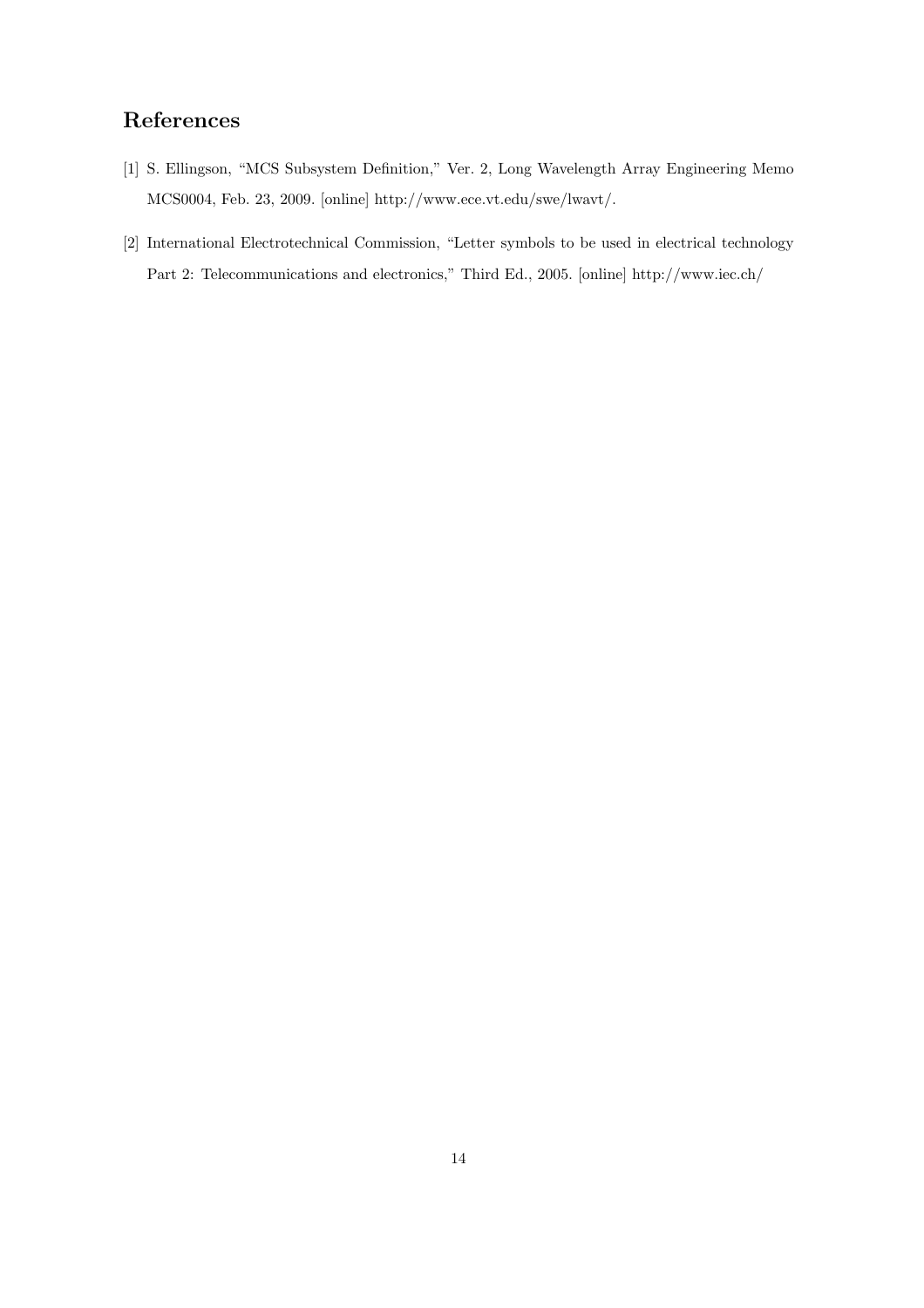## References

[1] S. Ellingson, "MCS Subsystem Definition," Ver. 2, Long Wavelength Array Engineering Memo MCS0004, Feb. 23, 2009. [online] http://www.ece.vt.edu/swe/lwavt/.

[2] International Electrotechnical Commission, "Letter symbols to be used in electrical technology Part 2: Telecommunications and electronics," Third Ed., 2005. [online] http://www.iec.ch/